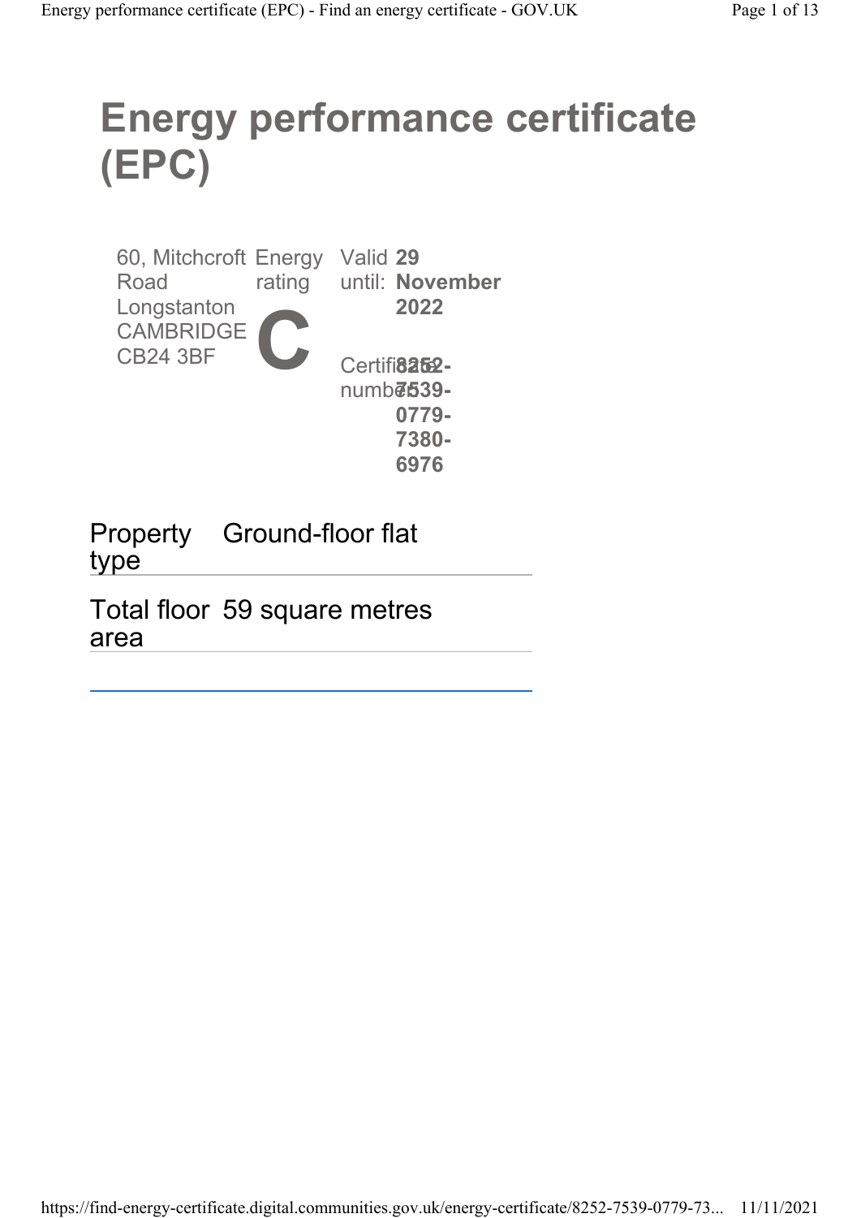# Energy performance certificate (EPC)

60, Mitchcroft Road
Longstanton
CAMBRIDGE
CB24 3BF

Energy rating

**C**

Valid until: **29 November 2022**

Certificate number: **8252-7539-0779-7380-6976**

| Property type | Ground-floor flat |
| --- | --- |
| Total floor area | 59 square metres |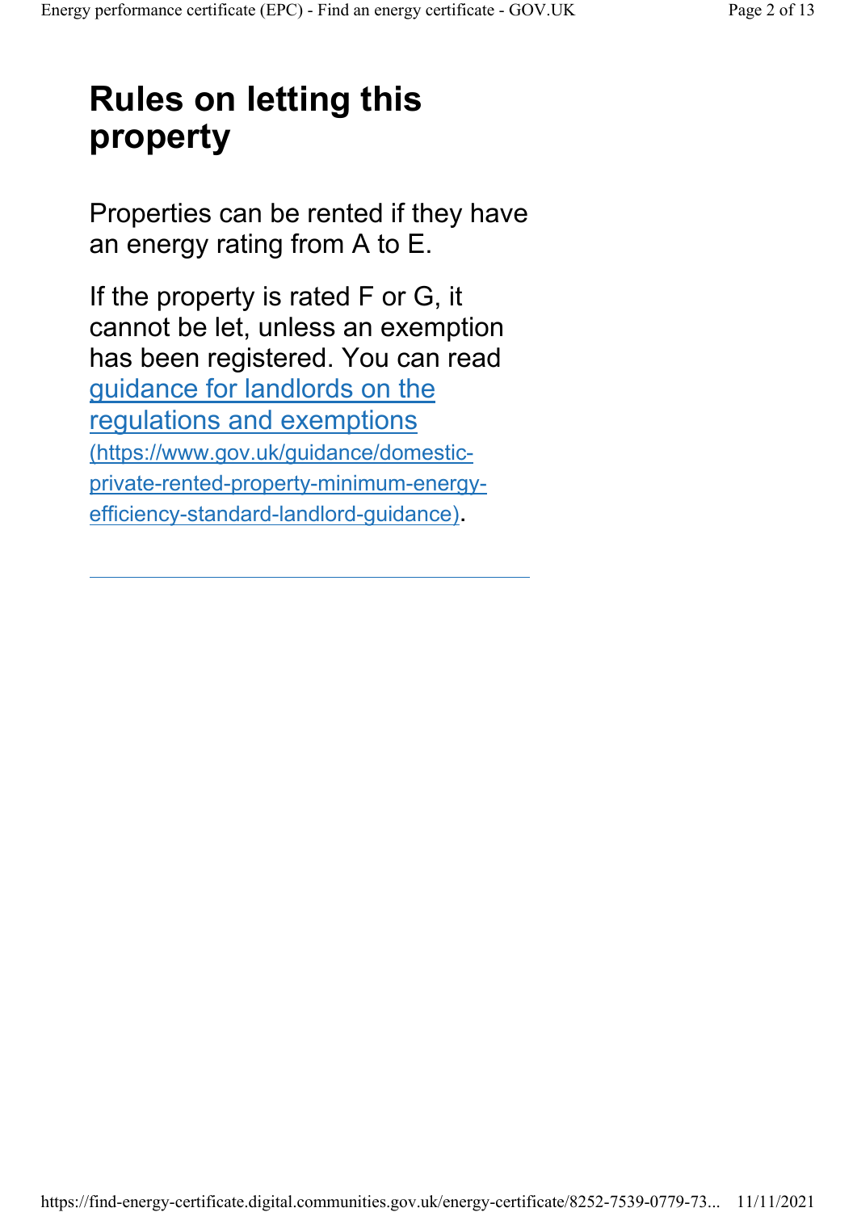# Rules on letting this property

Properties can be rented if they have an energy rating from A to E.

If the property is rated F or G, it cannot be let, unless an exemption has been registered. You can read [guidance for landlords on the regulations and exemptions](https://www.gov.uk/guidance/domestic-private-rented-property-minimum-energy-efficiency-standard-landlord-guidance) (https://www.gov.uk/guidance/domestic-private-rented-property-minimum-energy-efficiency-standard-landlord-guidance).

---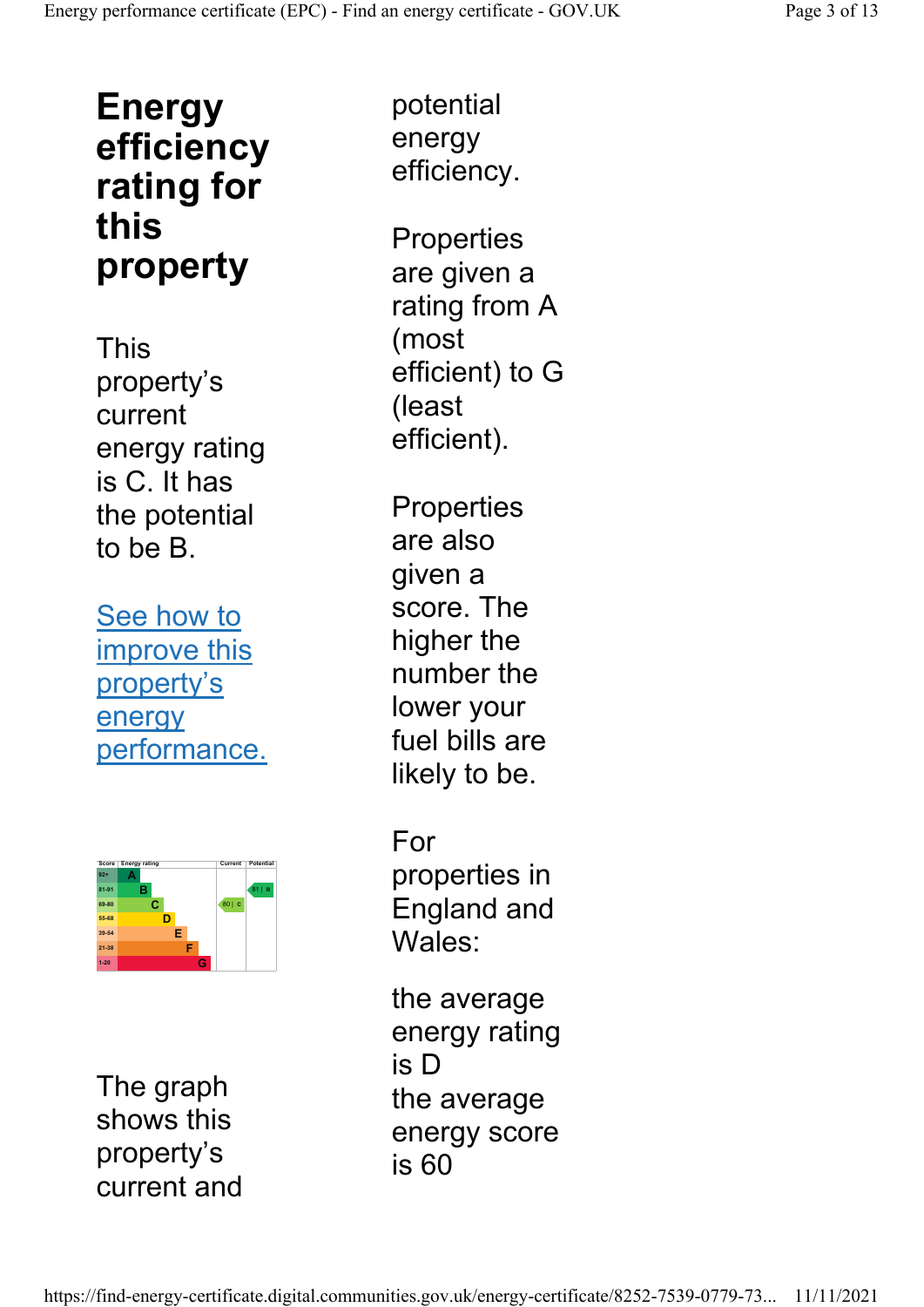## Energy efficiency rating for this property

This property's current energy rating is C. It has the potential to be B.

[See how to improve this property's energy performance.]

| Score | Energy rating | Current | Potential |
|---|---|---|---|
| 92+ | A | | |
| 81-91 | B | | 81 B |
| 69-80 | C | 80 C | |
| 55-68 | D | | |
| 39-54 | E | | |
| 21-38 | F | | |
| 1-20 | G | | |

The graph shows this property's current and potential energy efficiency.

Properties are given a rating from A (most efficient) to G (least efficient).

Properties are also given a score. The higher the number the lower your fuel bills are likely to be.

For properties in England and Wales:

the average energy rating is D
the average energy score is 60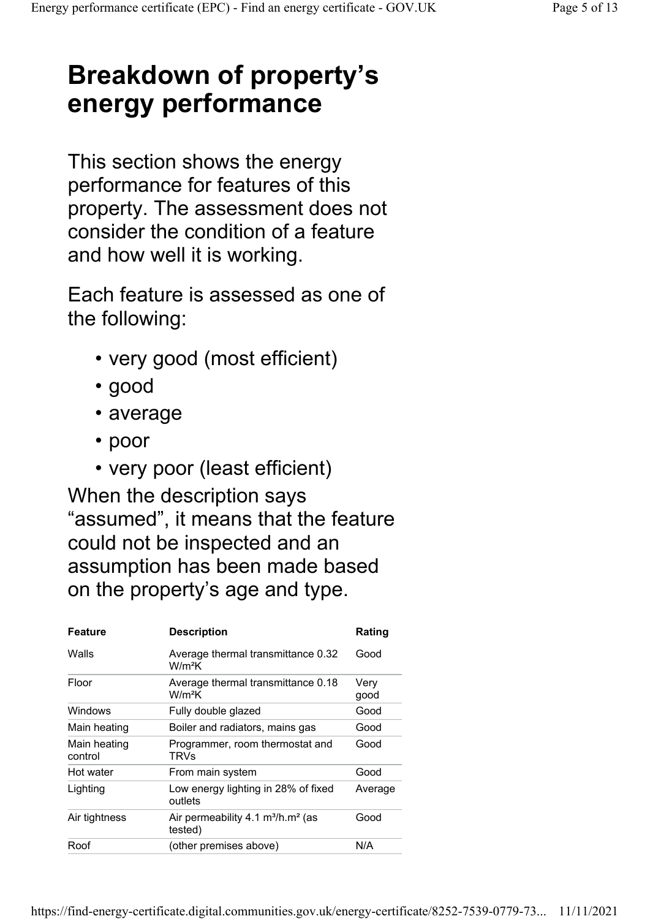# Breakdown of property's energy performance

This section shows the energy performance for features of this property. The assessment does not consider the condition of a feature and how well it is working.

Each feature is assessed as one of the following:

- very good (most efficient)
- good
- average
- poor
- very poor (least efficient)

When the description says "assumed", it means that the feature could not be inspected and an assumption has been made based on the property's age and type.

| Feature | Description | Rating |
|---|---|---|
| Walls | Average thermal transmittance 0.32 $W/m^2K$ | Good |
| Floor | Average thermal transmittance 0.18 $W/m^2K$ | Very good |
| Windows | Fully double glazed | Good |
| Main heating | Boiler and radiators, mains gas | Good |
| Main heating control | Programmer, room thermostat and TRVs | Good |
| Hot water | From main system | Good |
| Lighting | Low energy lighting in 28% of fixed outlets | Average |
| Air tightness | Air permeability 4.1 $m^3/h.m^2$ (as tested) | Good |
| Roof | (other premises above) | N/A |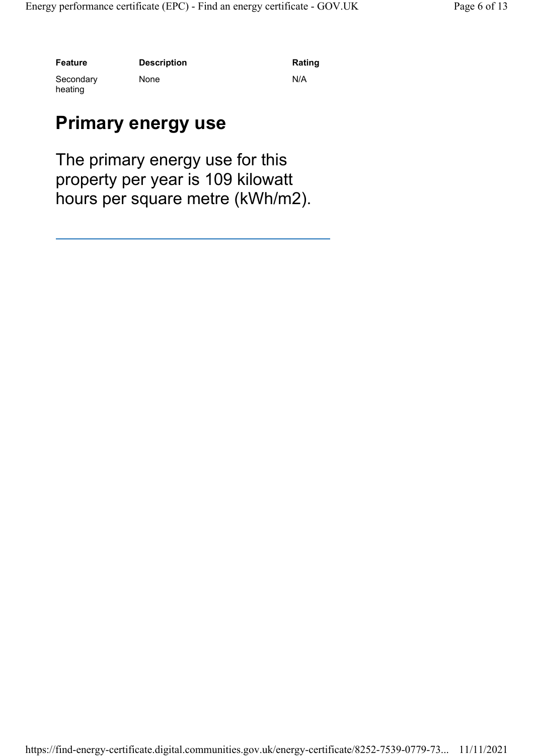| Feature | Description | Rating |
| --- | --- | --- |
| Secondary heating | None | N/A |

## Primary energy use

The primary energy use for this property per year is 109 kilowatt hours per square metre (kWh/m2).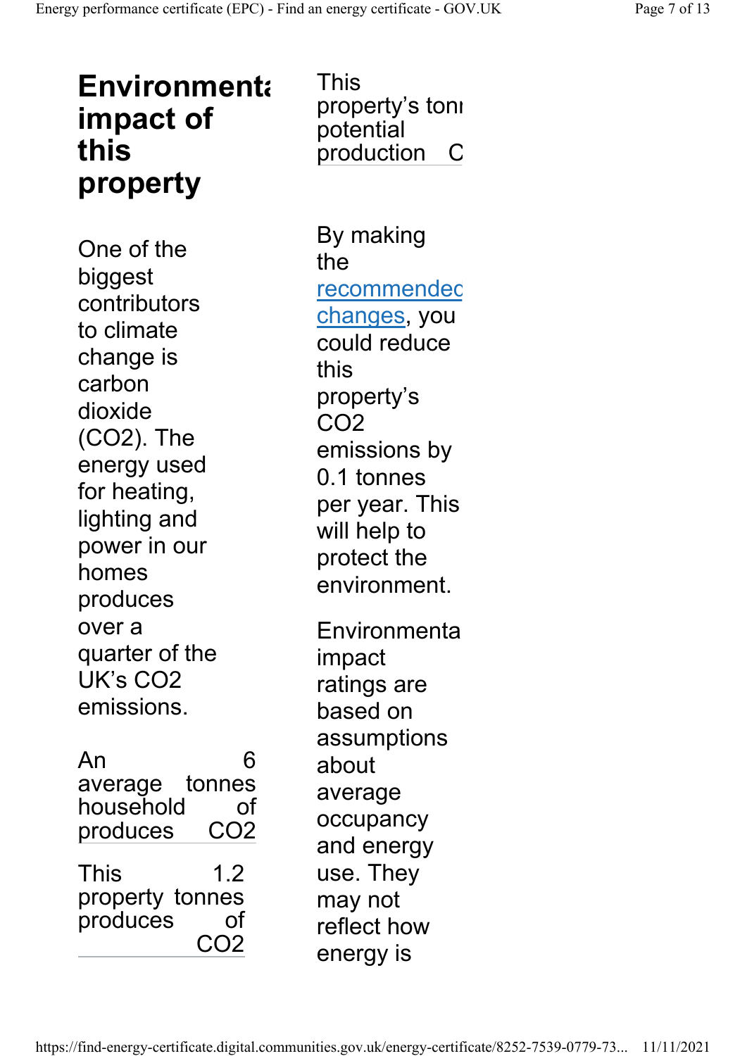## Environmental impact of this property

One of the biggest contributors to climate change is carbon dioxide ($CO_2$). The energy used for heating, lighting and power in our homes produces over a quarter of the UK's $CO_2$ emissions.

| | |
|---|---|
| An average household produces | 6 tonnes of $CO_2$ |

| | |
|---|---|
| This property produces | 1.2 tonnes of $CO_2$ |

| | |
|---|---|
| This property's potential production | C |

By making the recommended changes, you could reduce this property's $CO_2$ emissions by 0.1 tonnes per year. This will help to protect the environment.

Environmental impact ratings are based on assumptions about average occupancy and energy use. They may not reflect how energy is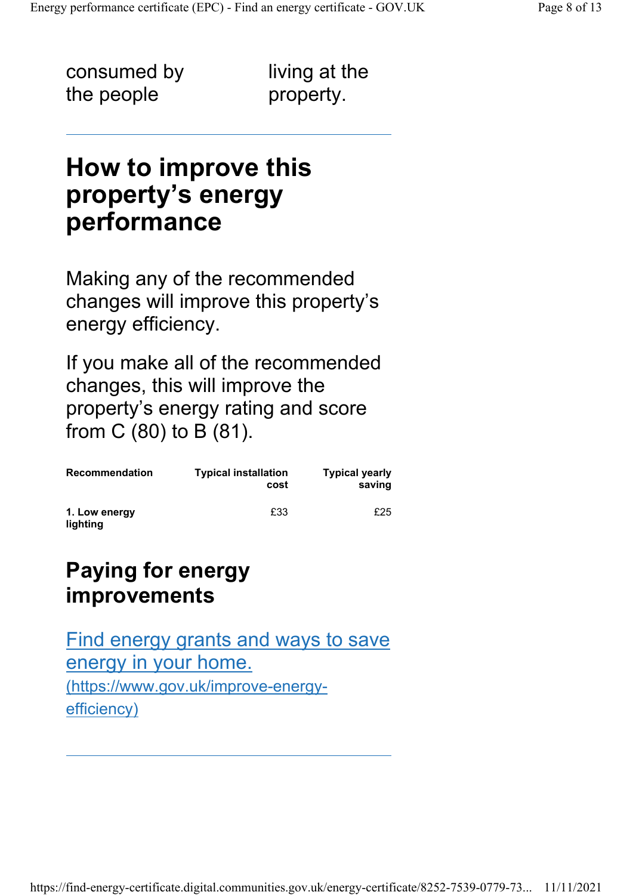consumed by the people living at the property.

## How to improve this property's energy performance

Making any of the recommended changes will improve this property's energy efficiency.

If you make all of the recommended changes, this will improve the property's energy rating and score from C (80) to B (81).

| Recommendation | Typical installation cost | Typical yearly saving |
|---|---|---|
| **1. Low energy lighting** | £33 | £25 |

## Paying for energy improvements

[Find energy grants and ways to save energy in your home. (https://www.gov.uk/improve-energy-efficiency)](https://www.gov.uk/improve-energy-efficiency)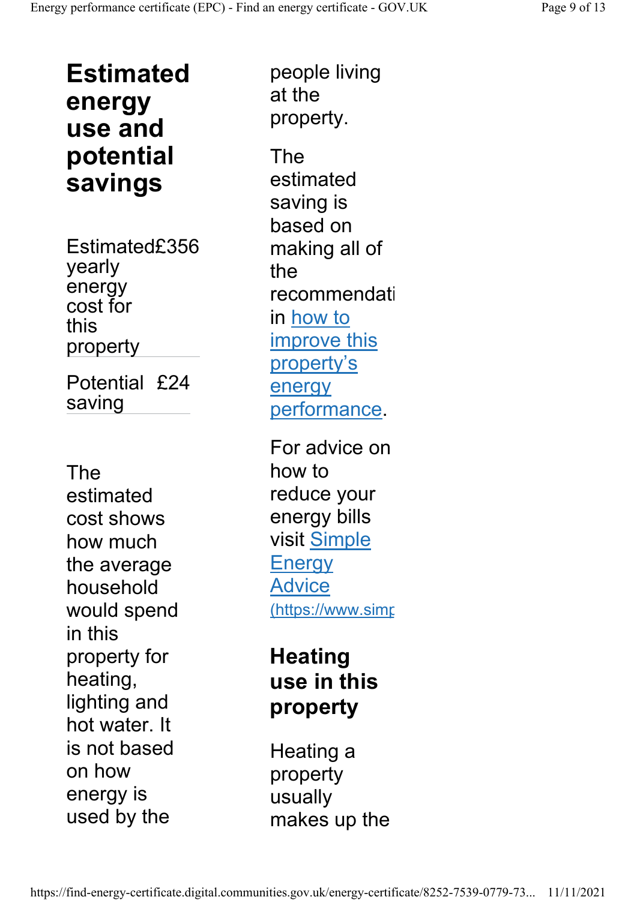## Estimated energy use and potential savings

| | |
|---|---|
| Estimated yearly energy cost for this property | £356 |
| Potential saving | £24 |

The estimated cost shows how much the average household would spend in this property for heating, lighting and hot water. It is not based on how energy is used by the people living at the property.

The estimated saving is based on making all of the recommendati in how to improve this property's energy performance.

For advice on how to reduce your energy bills visit Simple Energy Advice (https://www.simp

## Heating use in this property

Heating a property usually makes up the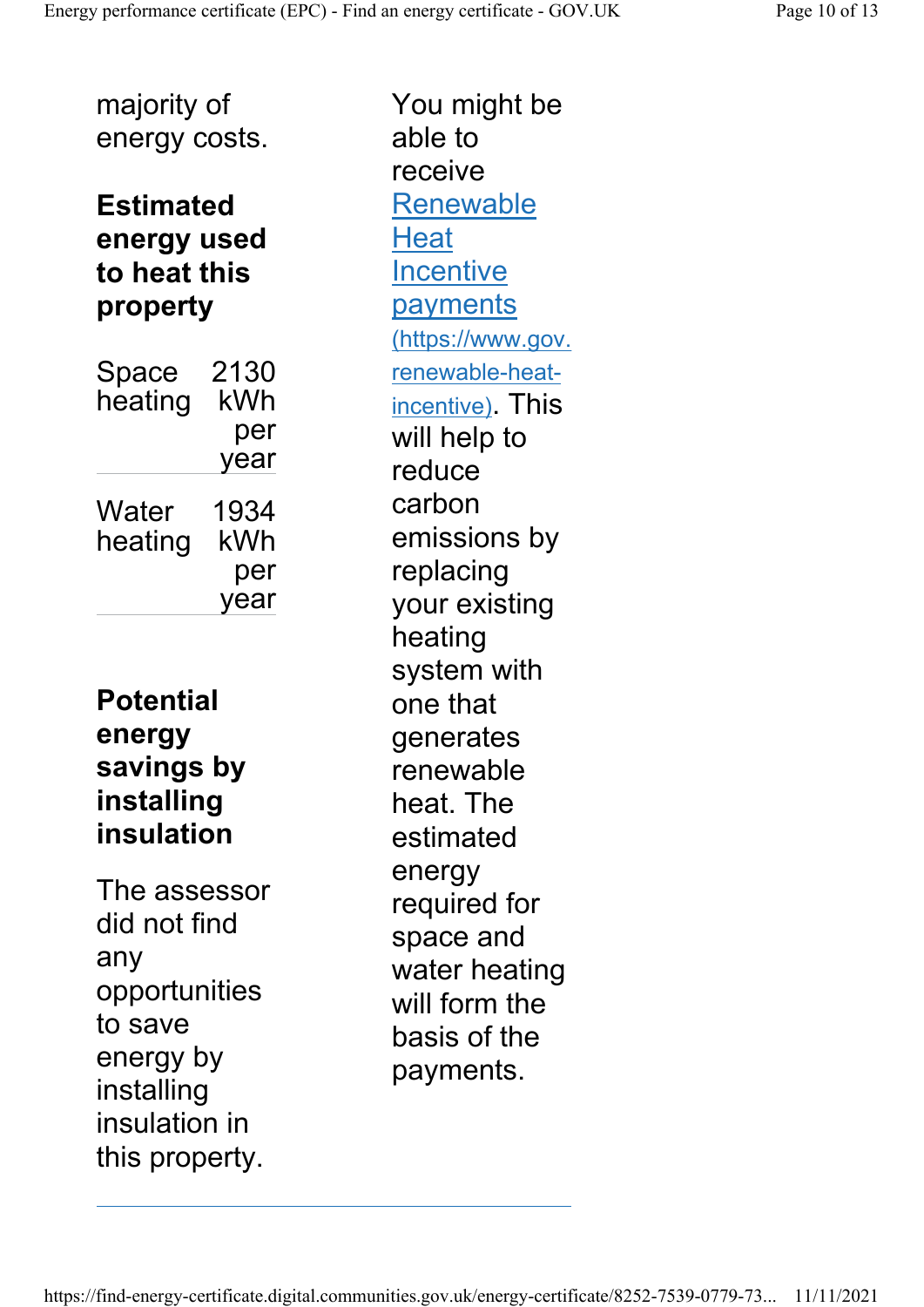majority of energy costs.

### Estimated energy used to heat this property

| | |
|---|---|
| Space heating | 2130 kWh per year |
| Water heating | 1934 kWh per year |

### Potential energy savings by installing insulation

The assessor did not find any opportunities to save energy by installing insulation in this property.

You might be able to receive [Renewable Heat Incentive payments](https://www.gov.uk/renewable-heat-incentive) (https://www.gov.uk/renewable-heat-incentive). This will help to reduce carbon emissions by replacing your existing heating system with one that generates renewable heat. The estimated energy required for space and water heating will form the basis of the payments.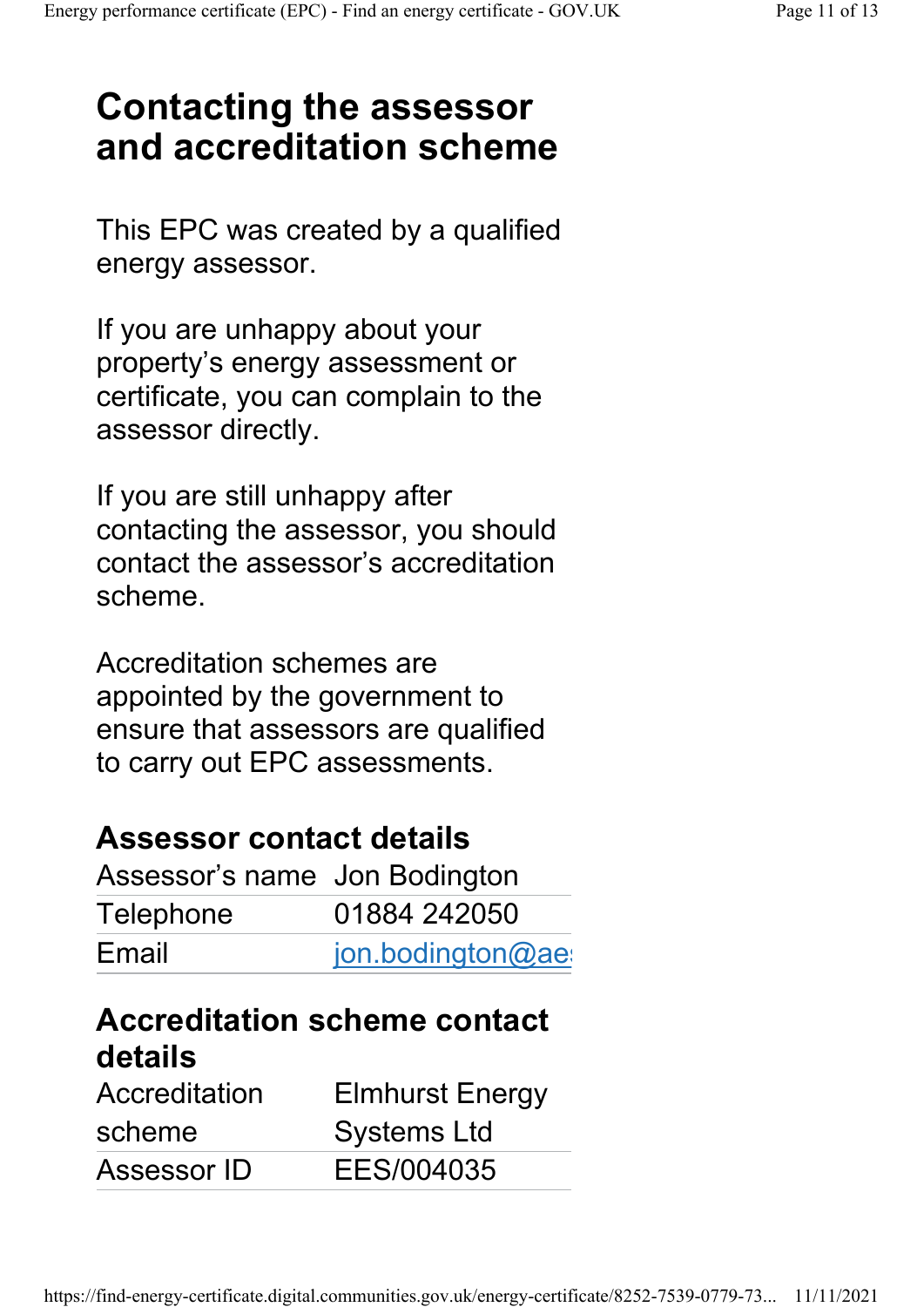# Contacting the assessor and accreditation scheme

This EPC was created by a qualified energy assessor.

If you are unhappy about your property's energy assessment or certificate, you can complain to the assessor directly.

If you are still unhappy after contacting the assessor, you should contact the assessor's accreditation scheme.

Accreditation schemes are appointed by the government to ensure that assessors are qualified to carry out EPC assessments.

## Assessor contact details

| | |
|---|---|
| Assessor's name | Jon Bodington |
| Telephone | 01884 242050 |
| Email | jon.bodington@ae |

## Accreditation scheme contact details

| | |
|---|---|
| Accreditation scheme | Elmhurst Energy Systems Ltd |
| Assessor ID | EES/004035 |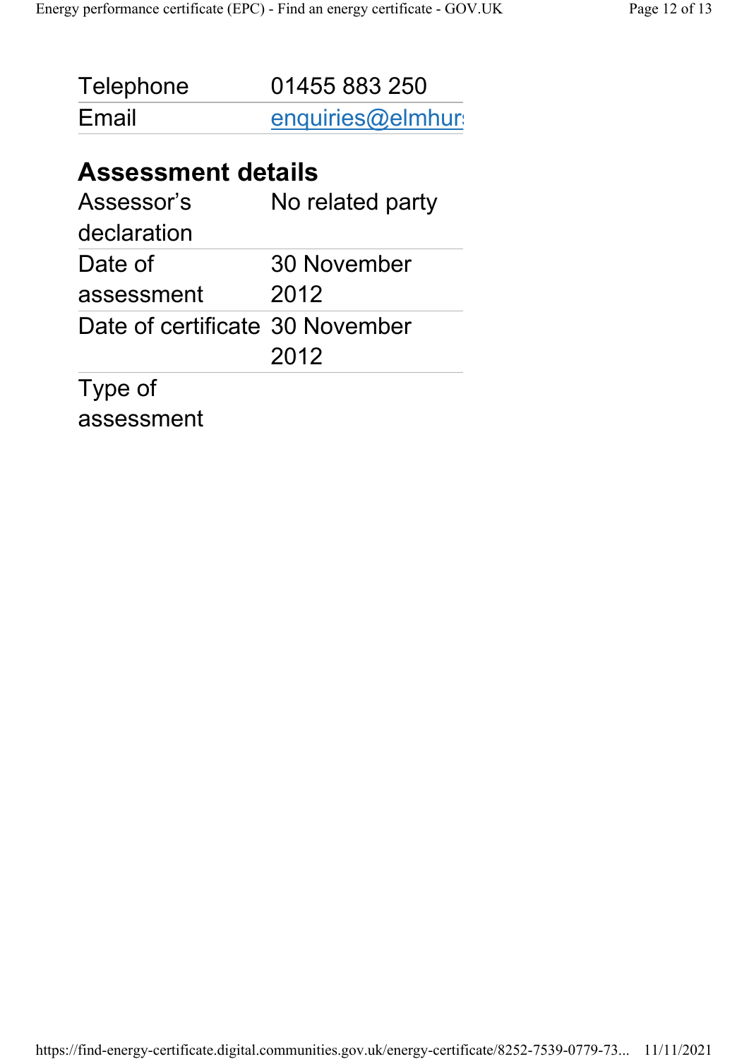| | |
|---|---|
| Telephone | 01455 883 250 |
| Email | enquiries@elmhur |

## Assessment details

| | |
|---|---|
| Assessor's declaration | No related party |
| Date of assessment | 30 November 2012 |
| Date of certificate | 30 November 2012 |
| Type of assessment | |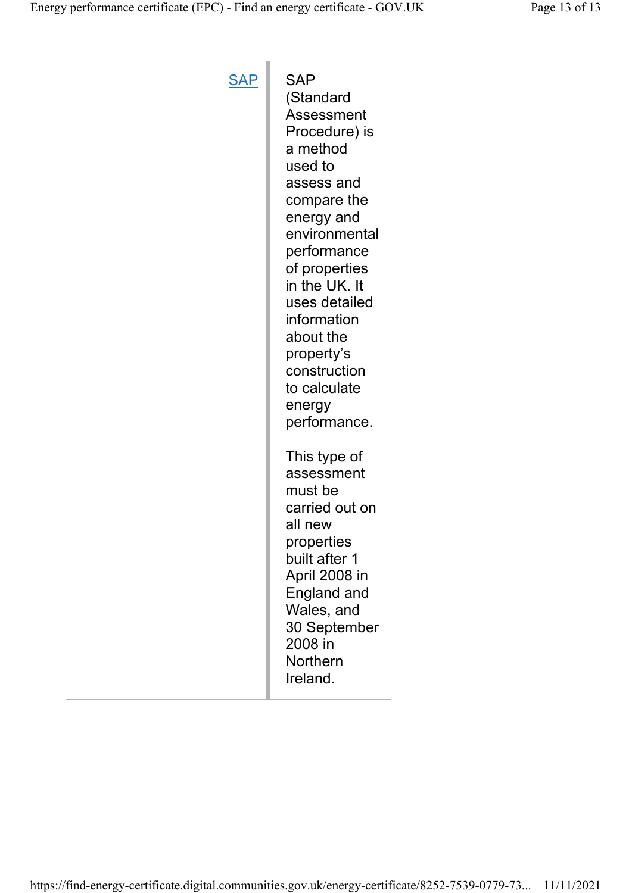| | |
|---|---|
| SAP | SAP (Standard Assessment Procedure) is a method used to assess and compare the energy and environmental performance of properties in the UK. It uses detailed information about the property's construction to calculate energy performance.<br><br>This type of assessment must be carried out on all new properties built after 1 April 2008 in England and Wales, and 30 September 2008 in Northern Ireland. |